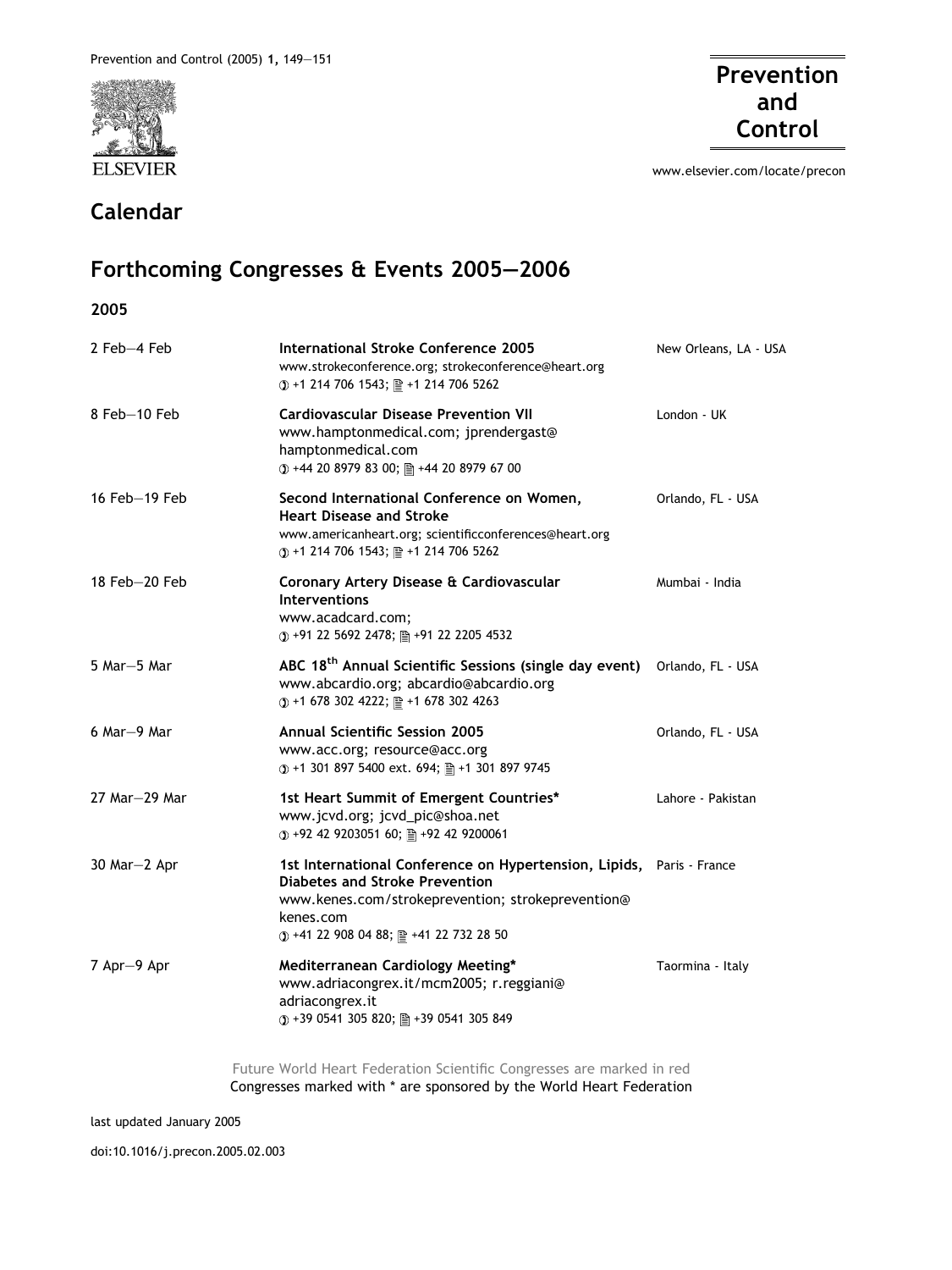# Calendar

## Forthcoming Congresses & Events 2005—2006

### 2005

| Date | Event | Location |
|---|---|---|
| 2 Feb—4 Feb | **International Stroke Conference 2005**<br>www.strokeconference.org; strokeconference@heart.org<br>☎ +1 214 706 1543; 📠 +1 214 706 5262 | New Orleans, LA - USA |
| 8 Feb—10 Feb | **Cardiovascular Disease Prevention VII**<br>www.hamptonmedical.com; jprendergast@hamptonmedical.com<br>☎ +44 20 8979 83 00; 📠 +44 20 8979 67 00 | London - UK |
| 16 Feb—19 Feb | **Second International Conference on Women, Heart Disease and Stroke**<br>www.americanheart.org; scientificconferences@heart.org<br>☎ +1 214 706 1543; 📠 +1 214 706 5262 | Orlando, FL - USA |
| 18 Feb—20 Feb | **Coronary Artery Disease & Cardiovascular Interventions**<br>www.acadcard.com;<br>☎ +91 22 5692 2478; 📠 +91 22 2205 4532 | Mumbai - India |
| 5 Mar—5 Mar | **ABC 18th Annual Scientific Sessions (single day event)**<br>www.abcardio.org; abcardio@abcardio.org<br>☎ +1 678 302 4222; 📠 +1 678 302 4263 | Orlando, FL - USA |
| 6 Mar—9 Mar | **Annual Scientific Session 2005**<br>www.acc.org; resource@acc.org<br>☎ +1 301 897 5400 ext. 694; 📠 +1 301 897 9745 | Orlando, FL - USA |
| 27 Mar—29 Mar | **1st Heart Summit of Emergent Countries***<br>www.jcvd.org; jcvd_pic@shoa.net<br>☎ +92 42 9203051 60; 📠 +92 42 9200061 | Lahore - Pakistan |
| 30 Mar—2 Apr | **1st International Conference on Hypertension, Lipids, Diabetes and Stroke Prevention**<br>www.kenes.com/strokeprevention; strokeprevention@kenes.com<br>☎ +41 22 908 04 88; 📠 +41 22 732 28 50 | Paris - France |
| 7 Apr—9 Apr | **Mediterranean Cardiology Meeting***<br>www.adriacongrex.it/mcm2005; r.reggiani@adriacongrex.it<br>☎ +39 0541 305 820; 📠 +39 0541 305 849 | Taormina - Italy |

Future World Heart Federation Scientific Congresses are marked in red
Congresses marked with * are sponsored by the World Heart Federation

last updated January 2005

doi:10.1016/j.precon.2005.02.003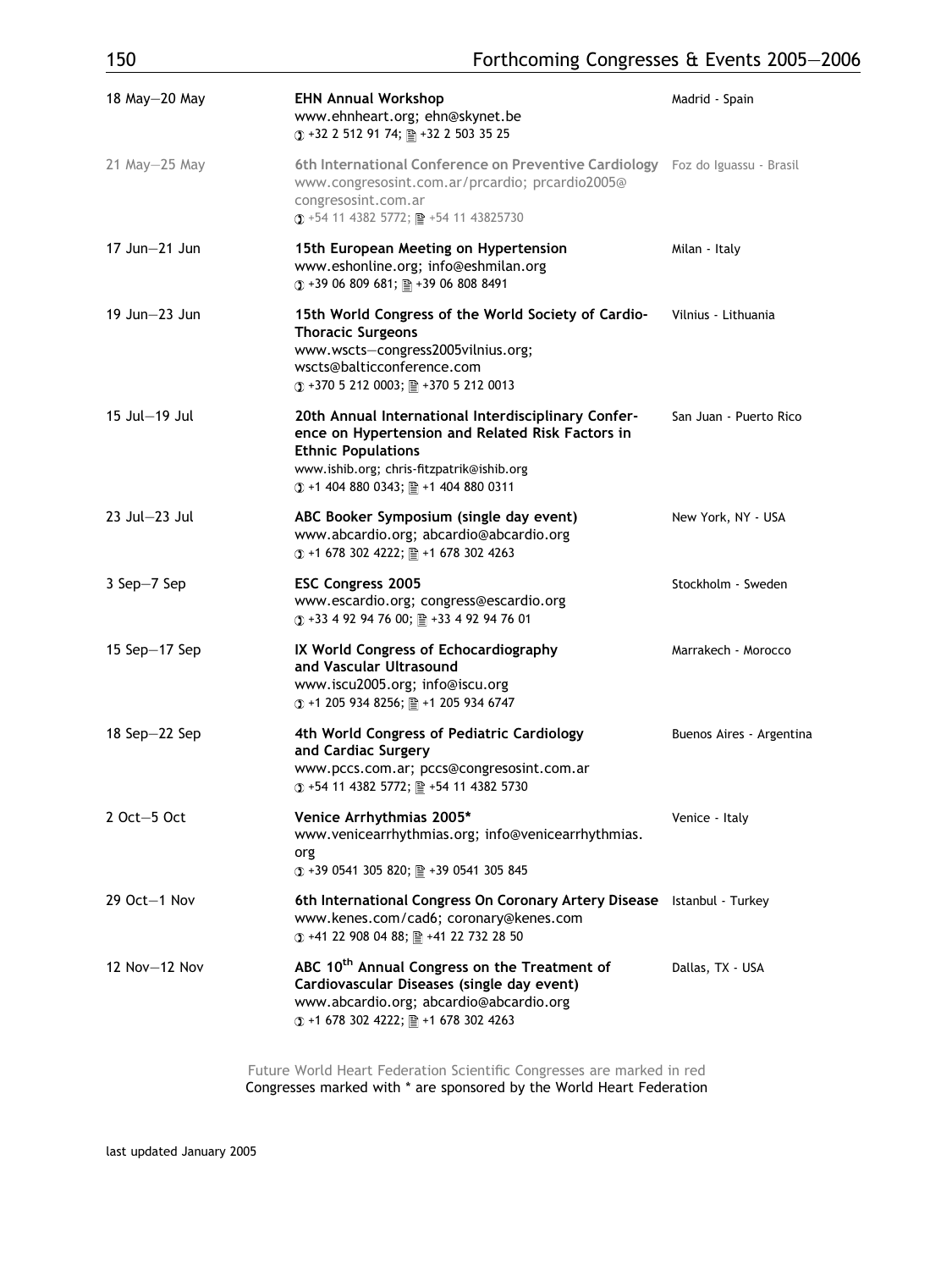| Date | Event | Location |
|---|---|---|
| 18 May—20 May | **EHN Annual Workshop**<br>www.ehnheart.org; ehn@skynet.be<br>+32 2 512 91 74; +32 2 503 35 25 | Madrid - Spain |
| 21 May—25 May | **6th International Conference on Preventive Cardiology**<br>www.congresosint.com.ar/prcardio; prcardio2005@congresosint.com.ar<br>+54 11 4382 5772; +54 11 43825730 | Foz do Iguassu - Brasil |
| 17 Jun—21 Jun | **15th European Meeting on Hypertension**<br>www.eshonline.org; info@eshmilan.org<br>+39 06 809 681; +39 06 808 8491 | Milan - Italy |
| 19 Jun—23 Jun | **15th World Congress of the World Society of Cardio-Thoracic Surgeons**<br>www.wscts—congress2005vilnius.org; wscts@balticconference.com<br>+370 5 212 0003; +370 5 212 0013 | Vilnius - Lithuania |
| 15 Jul—19 Jul | **20th Annual International Interdisciplinary Conference on Hypertension and Related Risk Factors in Ethnic Populations**<br>www.ishib.org; chris-fitzpatrik@ishib.org<br>+1 404 880 0343; +1 404 880 0311 | San Juan - Puerto Rico |
| 23 Jul—23 Jul | **ABC Booker Symposium (single day event)**<br>www.abcardio.org; abcardio@abcardio.org<br>+1 678 302 4222; +1 678 302 4263 | New York, NY - USA |
| 3 Sep—7 Sep | **ESC Congress 2005**<br>www.escardio.org; congress@escardio.org<br>+33 4 92 94 76 00; +33 4 92 94 76 01 | Stockholm - Sweden |
| 15 Sep—17 Sep | **IX World Congress of Echocardiography and Vascular Ultrasound**<br>www.iscu2005.org; info@iscu.org<br>+1 205 934 8256; +1 205 934 6747 | Marrakech - Morocco |
| 18 Sep—22 Sep | **4th World Congress of Pediatric Cardiology and Cardiac Surgery**<br>www.pccs.com.ar; pccs@congresosint.com.ar<br>+54 11 4382 5772; +54 11 4382 5730 | Buenos Aires - Argentina |
| 2 Oct—5 Oct | **Venice Arrhythmias 2005***<br>www.venicearrhythmias.org; info@venicearrhythmias.org<br>+39 0541 305 820; +39 0541 305 845 | Venice - Italy |
| 29 Oct—1 Nov | **6th International Congress On Coronary Artery Disease**<br>www.kenes.com/cad6; coronary@kenes.com<br>+41 22 908 04 88; +41 22 732 28 50 | Istanbul - Turkey |
| 12 Nov—12 Nov | **ABC 10th Annual Congress on the Treatment of Cardiovascular Diseases (single day event)**<br>www.abcardio.org; abcardio@abcardio.org<br>+1 678 302 4222; +1 678 302 4263 | Dallas, TX - USA |

Future World Heart Federation Scientific Congresses are marked in red
Congresses marked with * are sponsored by the World Heart Federation

last updated January 2005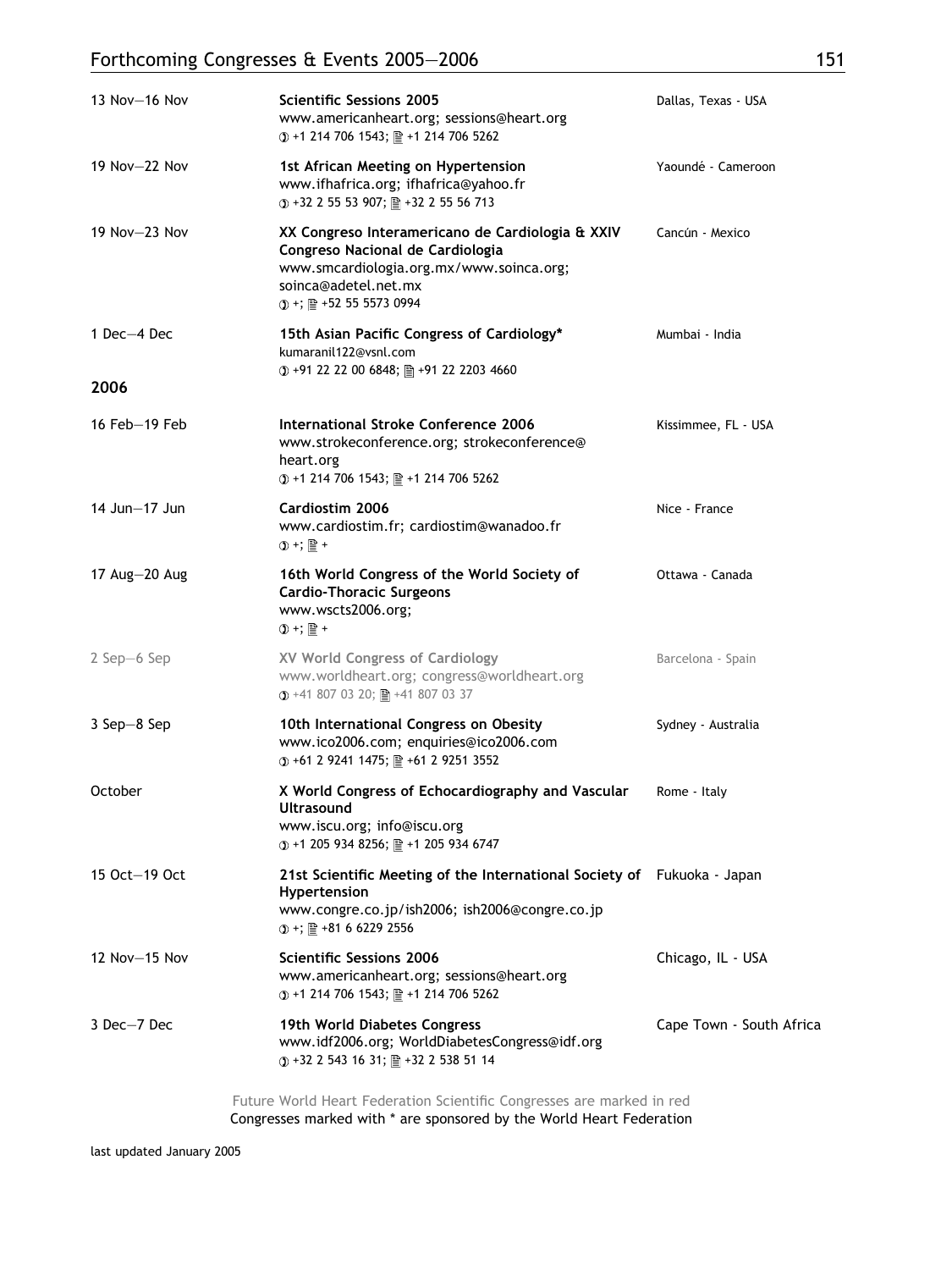| | | |
|---|---|---|
| 13 Nov—16 Nov | **Scientific Sessions 2005**<br>www.americanheart.org; sessions@heart.org<br>☏ +1 214 706 1543; 📠 +1 214 706 5262 | Dallas, Texas - USA |
| 19 Nov—22 Nov | **1st African Meeting on Hypertension**<br>www.ifhafrica.org; ifhafrica@yahoo.fr<br>☏ +32 2 55 53 907; 📠 +32 2 55 56 713 | Yaoundé - Cameroon |
| 19 Nov—23 Nov | **XX Congreso Interamericano de Cardiologia & XXIV Congreso Nacional de Cardiologia**<br>www.smcardiologia.org.mx/www.soinca.org; soinca@adetel.net.mx<br>☏ +; 📠 +52 55 5573 0994 | Cancún - Mexico |
| 1 Dec—4 Dec | **15th Asian Pacific Congress of Cardiology***<br>kumaranil122@vsnl.com<br>☏ +91 22 22 00 6848; 📠 +91 22 2203 4660 | Mumbai - India |

## 2006

| | | |
|---|---|---|
| 16 Feb—19 Feb | **International Stroke Conference 2006**<br>www.strokeconference.org; strokeconference@heart.org<br>☏ +1 214 706 1543; 📠 +1 214 706 5262 | Kissimmee, FL - USA |
| 14 Jun—17 Jun | **Cardiostim 2006**<br>www.cardiostim.fr; cardiostim@wanadoo.fr<br>☏ +; 📠 + | Nice - France |
| 17 Aug—20 Aug | **16th World Congress of the World Society of Cardio-Thoracic Surgeons**<br>www.wscts2006.org;<br>☏ +; 📠 + | Ottawa - Canada |
| 2 Sep—6 Sep | **XV World Congress of Cardiology**<br>www.worldheart.org; congress@worldheart.org<br>☏ +41 807 03 20; 📠 +41 807 03 37 | Barcelona - Spain |
| 3 Sep—8 Sep | **10th International Congress on Obesity**<br>www.ico2006.com; enquiries@ico2006.com<br>☏ +61 2 9241 1475; 📠 +61 2 9251 3552 | Sydney - Australia |
| October | **X World Congress of Echocardiography and Vascular Ultrasound**<br>www.iscu.org; info@iscu.org<br>☏ +1 205 934 8256; 📠 +1 205 934 6747 | Rome - Italy |
| 15 Oct—19 Oct | **21st Scientific Meeting of the International Society of Hypertension**<br>www.congre.co.jp/ish2006; ish2006@congre.co.jp<br>☏ +; 📠 +81 6 6229 2556 | Fukuoka - Japan |
| 12 Nov—15 Nov | **Scientific Sessions 2006**<br>www.americanheart.org; sessions@heart.org<br>☏ +1 214 706 1543; 📠 +1 214 706 5262 | Chicago, IL - USA |
| 3 Dec—7 Dec | **19th World Diabetes Congress**<br>www.idf2006.org; WorldDiabetesCongress@idf.org<br>☏ +32 2 543 16 31; 📠 +32 2 538 51 14 | Cape Town - South Africa |

Future World Heart Federation Scientific Congresses are marked in red
Congresses marked with * are sponsored by the World Heart Federation

last updated January 2005